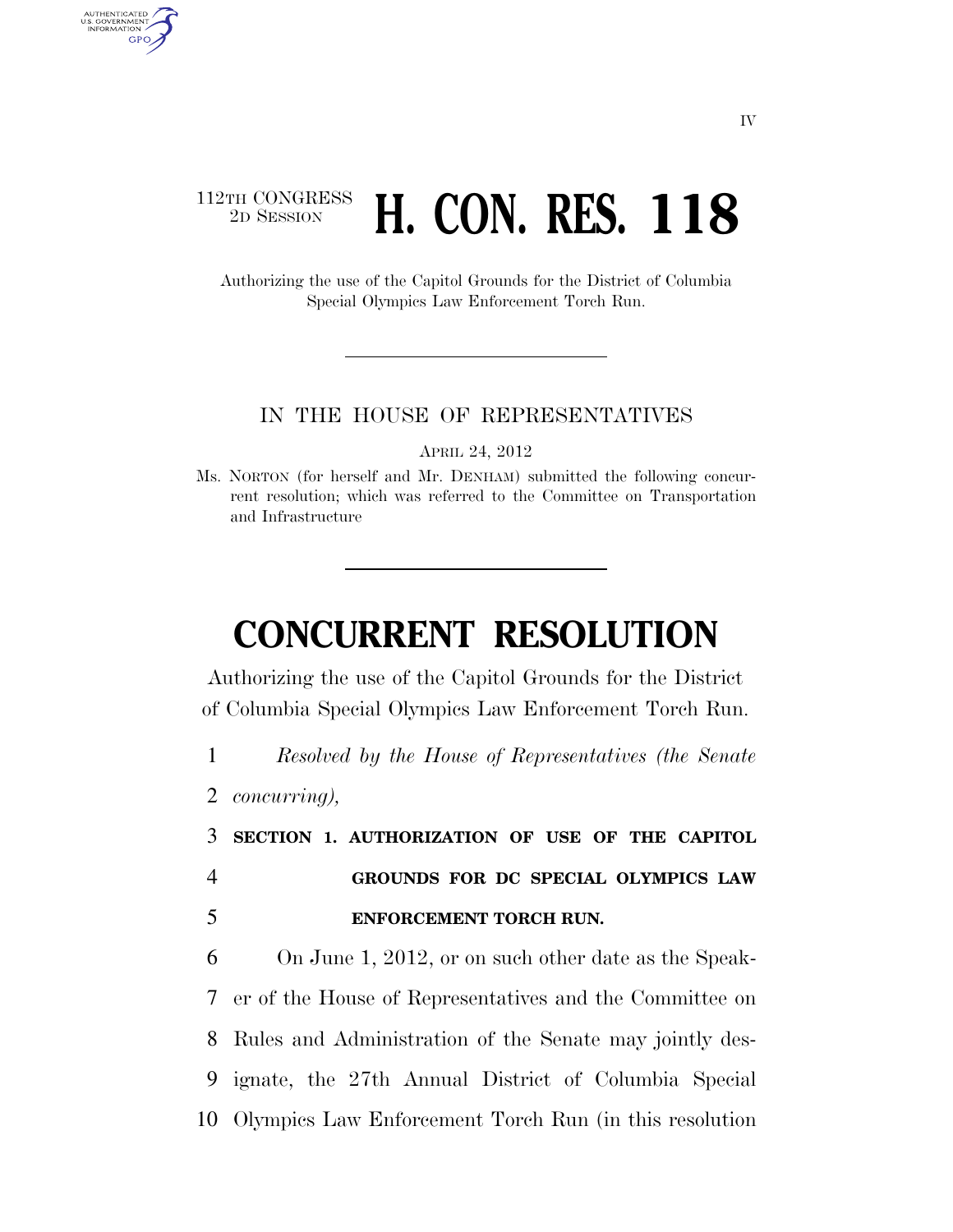112TH CONGRESS
2D SESSION

# H. CON. RES. 118

Authorizing the use of the Capitol Grounds for the District of Columbia Special Olympics Law Enforcement Torch Run.

IN THE HOUSE OF REPRESENTATIVES

APRIL 24, 2012

Ms. NORTON (for herself and Mr. DENHAM) submitted the following concurrent resolution; which was referred to the Committee on Transportation and Infrastructure

# CONCURRENT RESOLUTION

Authorizing the use of the Capitol Grounds for the District of Columbia Special Olympics Law Enforcement Torch Run.

*Resolved by the House of Representatives (the Senate concurring),*

**SECTION 1. AUTHORIZATION OF USE OF THE CAPITOL GROUNDS FOR DC SPECIAL OLYMPICS LAW ENFORCEMENT TORCH RUN.**

On June 1, 2012, or on such other date as the Speaker of the House of Representatives and the Committee on Rules and Administration of the Senate may jointly designate, the 27th Annual District of Columbia Special Olympics Law Enforcement Torch Run (in this resolution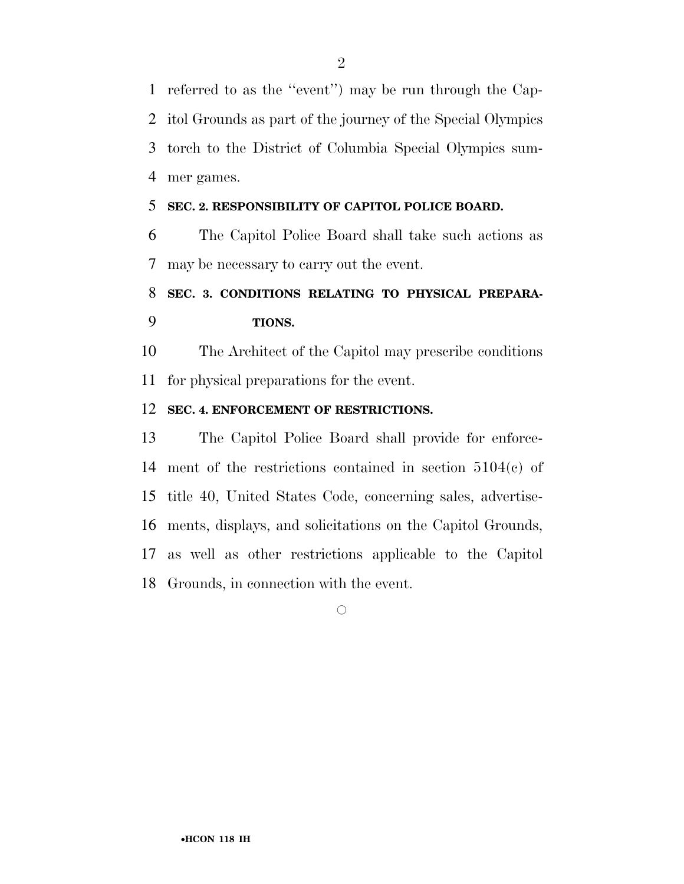referred to as the ''event'') may be run through the Capitol Grounds as part of the journey of the Special Olympics torch to the District of Columbia Special Olympics summer games.

**SEC. 2. RESPONSIBILITY OF CAPITOL POLICE BOARD.**

The Capitol Police Board shall take such actions as may be necessary to carry out the event.

**SEC. 3. CONDITIONS RELATING TO PHYSICAL PREPARATIONS.**

The Architect of the Capitol may prescribe conditions for physical preparations for the event.

**SEC. 4. ENFORCEMENT OF RESTRICTIONS.**

The Capitol Police Board shall provide for enforcement of the restrictions contained in section 5104(c) of title 40, United States Code, concerning sales, advertisements, displays, and solicitations on the Capitol Grounds, as well as other restrictions applicable to the Capitol Grounds, in connection with the event.

○